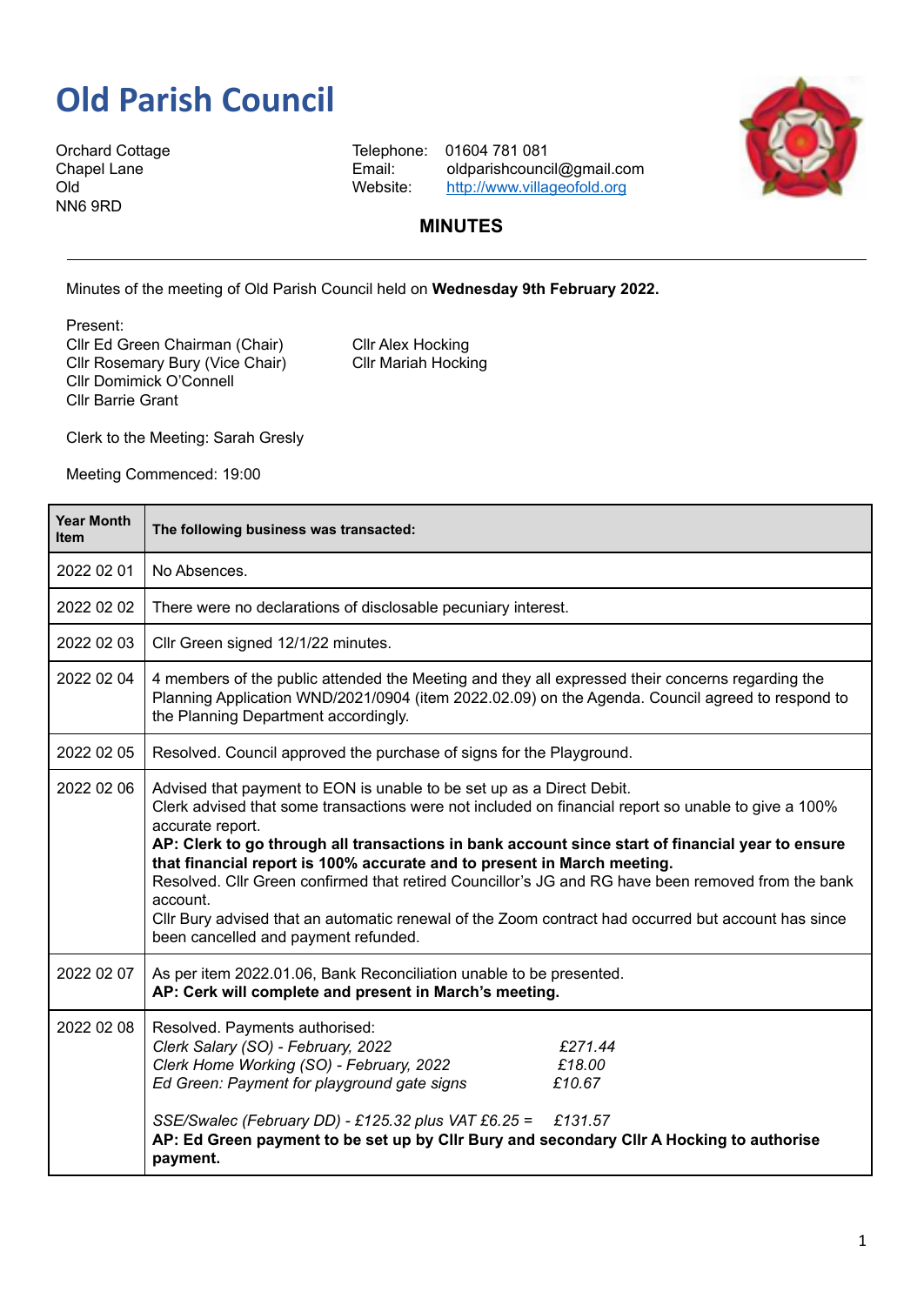# Old Parish Council

Orchard Cottage
Chapel Lane
Old
NN6 9RD

Telephone: 01604 781 081
Email: oldparishcouncil@gmail.com
Website: http://www.villageofold.org

## MINUTES

Minutes of the meeting of Old Parish Council held on **Wednesday 9th February 2022.**

Present:
Cllr Ed Green Chairman (Chair)
Cllr Rosemary Bury (Vice Chair)
Cllr Domimick O'Connell
Cllr Barrie Grant
Cllr Alex Hocking
Cllr Mariah Hocking

Clerk to the Meeting: Sarah Gresly

Meeting Commenced: 19:00

| Year Month Item | The following business was transacted: |
|---|---|
| 2022 02 01 | No Absences. |
| 2022 02 02 | There were no declarations of disclosable pecuniary interest. |
| 2022 02 03 | Cllr Green signed 12/1/22 minutes. |
| 2022 02 04 | 4 members of the public attended the Meeting and they all expressed their concerns regarding the Planning Application WND/2021/0904 (item 2022.02.09) on the Agenda. Council agreed to respond to the Planning Department accordingly. |
| 2022 02 05 | Resolved. Council approved the purchase of signs for the Playground. |
| 2022 02 06 | Advised that payment to EON is unable to be set up as a Direct Debit.<br>Clerk advised that some transactions were not included on financial report so unable to give a 100% accurate report.<br>**AP: Clerk to go through all transactions in bank account since start of financial year to ensure that financial report is 100% accurate and to present in March meeting.**<br>Resolved. Cllr Green confirmed that retired Councillor's JG and RG have been removed from the bank account.<br>Cllr Bury advised that an automatic renewal of the Zoom contract had occurred but account has since been cancelled and payment refunded. |
| 2022 02 07 | As per item 2022.01.06, Bank Reconciliation unable to be presented.<br>**AP: Cerk will complete and present in March's meeting.** |
| 2022 02 08 | Resolved. Payments authorised:<br>*Clerk Salary (SO) - February, 2022* *£271.44*<br>*Clerk Home Working (SO) - February, 2022* *£18.00*<br>*Ed Green: Payment for playground gate signs* *£10.67*<br><br>*SSE/Swalec (February DD) - £125.32 plus VAT £6.25 =* *£131.57*<br>**AP: Ed Green payment to be set up by Cllr Bury and secondary Cllr A Hocking to authorise payment.** |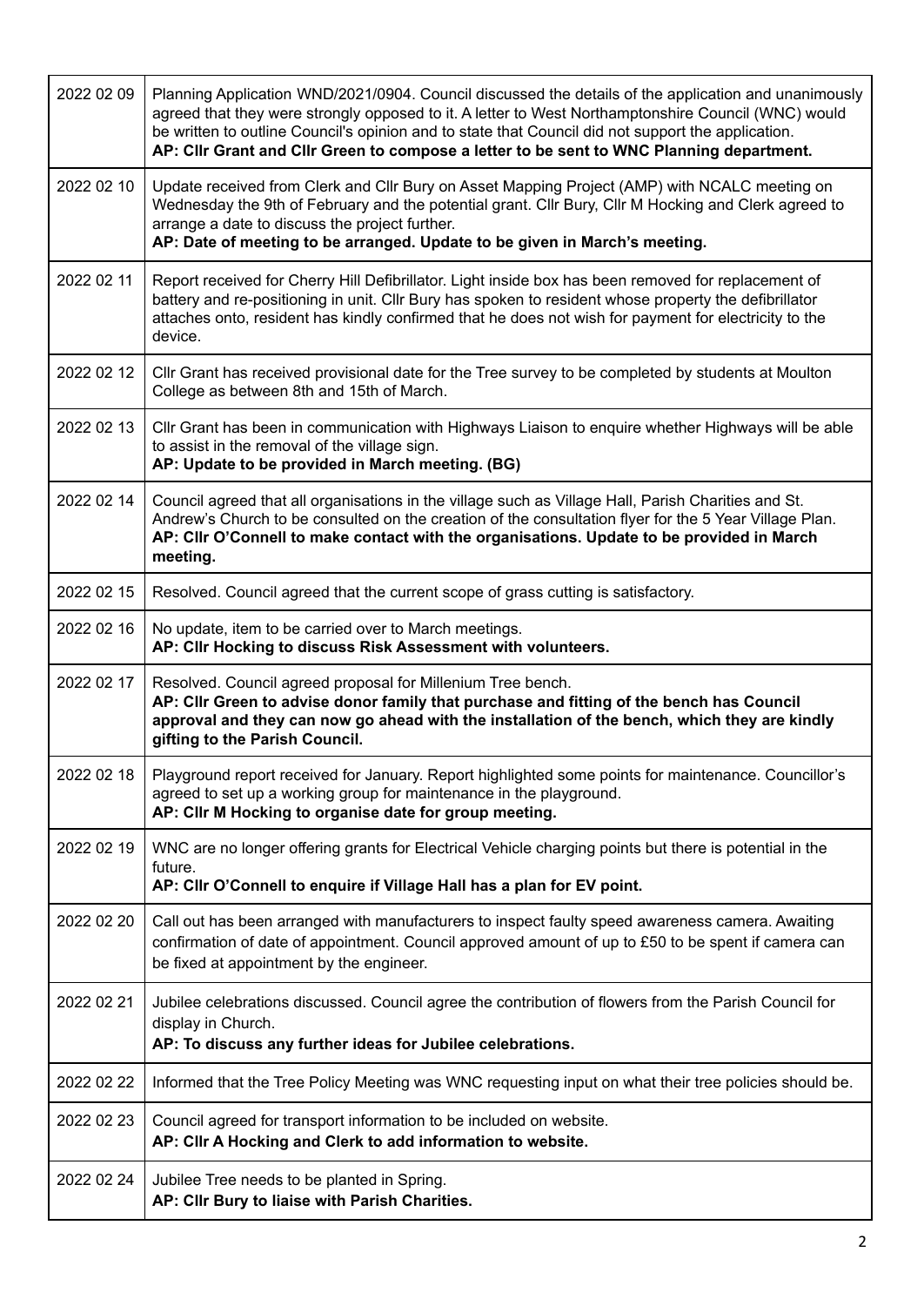| | |
|---|---|
| 2022 02 09 | Planning Application WND/2021/0904. Council discussed the details of the application and unanimously agreed that they were strongly opposed to it. A letter to West Northamptonshire Council (WNC) would be written to outline Council's opinion and to state that Council did not support the application. **AP: Cllr Grant and Cllr Green to compose a letter to be sent to WNC Planning department.** |
| 2022 02 10 | Update received from Clerk and Cllr Bury on Asset Mapping Project (AMP) with NCALC meeting on Wednesday the 9th of February and the potential grant. Cllr Bury, Cllr M Hocking and Clerk agreed to arrange a date to discuss the project further. **AP: Date of meeting to be arranged. Update to be given in March's meeting.** |
| 2022 02 11 | Report received for Cherry Hill Defibrillator. Light inside box has been removed for replacement of battery and re-positioning in unit. Cllr Bury has spoken to resident whose property the defibrillator attaches onto, resident has kindly confirmed that he does not wish for payment for electricity to the device. |
| 2022 02 12 | Cllr Grant has received provisional date for the Tree survey to be completed by students at Moulton College as between 8th and 15th of March. |
| 2022 02 13 | Cllr Grant has been in communication with Highways Liaison to enquire whether Highways will be able to assist in the removal of the village sign. **AP: Update to be provided in March meeting. (BG)** |
| 2022 02 14 | Council agreed that all organisations in the village such as Village Hall, Parish Charities and St. Andrew's Church to be consulted on the creation of the consultation flyer for the 5 Year Village Plan. **AP: Cllr O'Connell to make contact with the organisations. Update to be provided in March meeting.** |
| 2022 02 15 | Resolved. Council agreed that the current scope of grass cutting is satisfactory. |
| 2022 02 16 | No update, item to be carried over to March meetings. **AP: Cllr Hocking to discuss Risk Assessment with volunteers.** |
| 2022 02 17 | Resolved. Council agreed proposal for Millenium Tree bench. **AP: Cllr Green to advise donor family that purchase and fitting of the bench has Council approval and they can now go ahead with the installation of the bench, which they are kindly gifting to the Parish Council.** |
| 2022 02 18 | Playground report received for January. Report highlighted some points for maintenance. Councillor's agreed to set up a working group for maintenance in the playground. **AP: Cllr M Hocking to organise date for group meeting.** |
| 2022 02 19 | WNC are no longer offering grants for Electrical Vehicle charging points but there is potential in the future. **AP: Cllr O'Connell to enquire if Village Hall has a plan for EV point.** |
| 2022 02 20 | Call out has been arranged with manufacturers to inspect faulty speed awareness camera. Awaiting confirmation of date of appointment. Council approved amount of up to £50 to be spent if camera can be fixed at appointment by the engineer. |
| 2022 02 21 | Jubilee celebrations discussed. Council agree the contribution of flowers from the Parish Council for display in Church. **AP: To discuss any further ideas for Jubilee celebrations.** |
| 2022 02 22 | Informed that the Tree Policy Meeting was WNC requesting input on what their tree policies should be. |
| 2022 02 23 | Council agreed for transport information to be included on website. **AP: Cllr A Hocking and Clerk to add information to website.** |
| 2022 02 24 | Jubilee Tree needs to be planted in Spring. **AP: Cllr Bury to liaise with Parish Charities.** |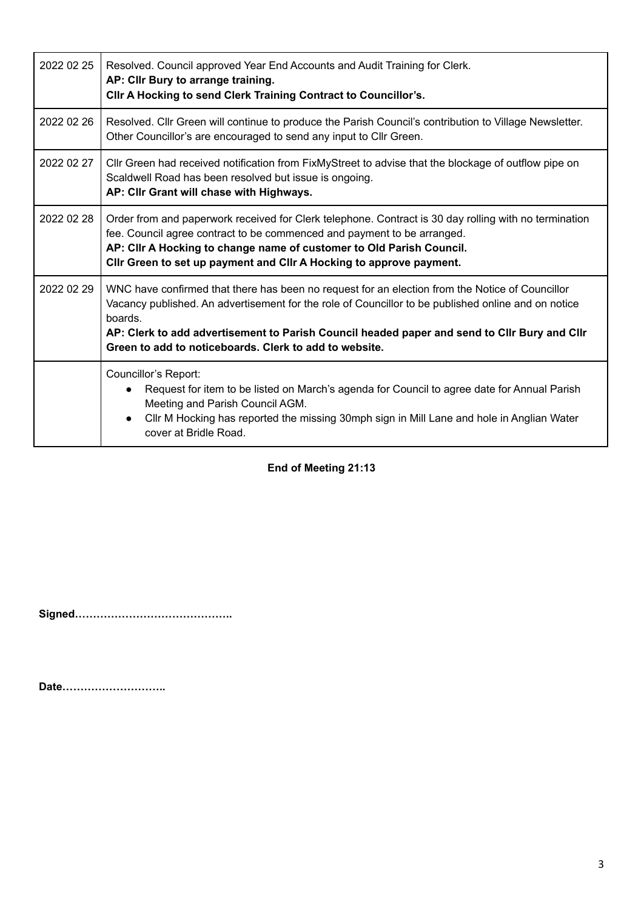| | |
|---|---|
| 2022 02 25 | Resolved. Council approved Year End Accounts and Audit Training for Clerk.<br>**AP: Cllr Bury to arrange training.**<br>**Cllr A Hocking to send Clerk Training Contract to Councillor's.** |
| 2022 02 26 | Resolved. Cllr Green will continue to produce the Parish Council's contribution to Village Newsletter. Other Councillor's are encouraged to send any input to Cllr Green. |
| 2022 02 27 | Cllr Green had received notification from FixMyStreet to advise that the blockage of outflow pipe on Scaldwell Road has been resolved but issue is ongoing.<br>**AP: Cllr Grant will chase with Highways.** |
| 2022 02 28 | Order from and paperwork received for Clerk telephone. Contract is 30 day rolling with no termination fee. Council agree contract to be commenced and payment to be arranged.<br>**AP: Cllr A Hocking to change name of customer to Old Parish Council.**<br>**Cllr Green to set up payment and Cllr A Hocking to approve payment.** |
| 2022 02 29 | WNC have confirmed that there has been no request for an election from the Notice of Councillor Vacancy published. An advertisement for the role of Councillor to be published online and on notice boards.<br>**AP: Clerk to add advertisement to Parish Council headed paper and send to Cllr Bury and Cllr Green to add to noticeboards. Clerk to add to website.** |
| | Councillor's Report:<br>• Request for item to be listed on March's agenda for Council to agree date for Annual Parish Meeting and Parish Council AGM.<br>• Cllr M Hocking has reported the missing 30mph sign in Mill Lane and hole in Anglian Water cover at Bridle Road. |

**End of Meeting 21:13**

**Signed……………………………………..**

**Date………………………..**